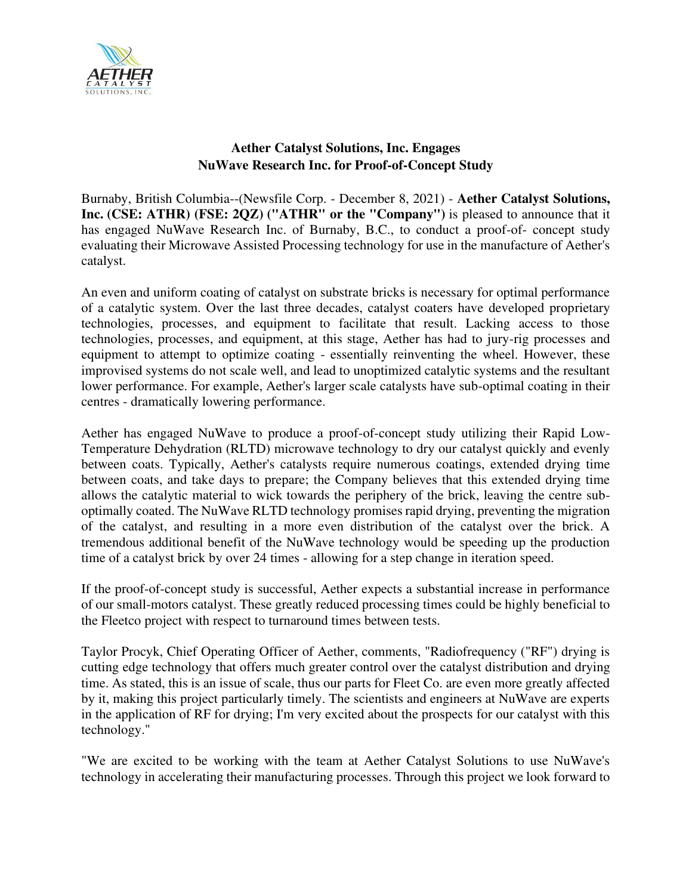## Aether Catalyst Solutions, Inc. Engages NuWave Research Inc. for Proof-of-Concept Study

Burnaby, British Columbia--(Newsfile Corp. - December 8, 2021) - **Aether Catalyst Solutions, Inc. (CSE: ATHR) (FSE: 2QZ) ("ATHR" or the "Company")** is pleased to announce that it has engaged NuWave Research Inc. of Burnaby, B.C., to conduct a proof-of- concept study evaluating their Microwave Assisted Processing technology for use in the manufacture of Aether's catalyst.

An even and uniform coating of catalyst on substrate bricks is necessary for optimal performance of a catalytic system. Over the last three decades, catalyst coaters have developed proprietary technologies, processes, and equipment to facilitate that result. Lacking access to those technologies, processes, and equipment, at this stage, Aether has had to jury-rig processes and equipment to attempt to optimize coating - essentially reinventing the wheel. However, these improvised systems do not scale well, and lead to unoptimized catalytic systems and the resultant lower performance. For example, Aether's larger scale catalysts have sub-optimal coating in their centres - dramatically lowering performance.

Aether has engaged NuWave to produce a proof-of-concept study utilizing their Rapid Low-Temperature Dehydration (RLTD) microwave technology to dry our catalyst quickly and evenly between coats. Typically, Aether's catalysts require numerous coatings, extended drying time between coats, and take days to prepare; the Company believes that this extended drying time allows the catalytic material to wick towards the periphery of the brick, leaving the centre sub-optimally coated. The NuWave RLTD technology promises rapid drying, preventing the migration of the catalyst, and resulting in a more even distribution of the catalyst over the brick. A tremendous additional benefit of the NuWave technology would be speeding up the production time of a catalyst brick by over 24 times - allowing for a step change in iteration speed.

If the proof-of-concept study is successful, Aether expects a substantial increase in performance of our small-motors catalyst. These greatly reduced processing times could be highly beneficial to the Fleetco project with respect to turnaround times between tests.

Taylor Procyk, Chief Operating Officer of Aether, comments, "Radiofrequency ("RF") drying is cutting edge technology that offers much greater control over the catalyst distribution and drying time. As stated, this is an issue of scale, thus our parts for Fleet Co. are even more greatly affected by it, making this project particularly timely. The scientists and engineers at NuWave are experts in the application of RF for drying; I'm very excited about the prospects for our catalyst with this technology."

"We are excited to be working with the team at Aether Catalyst Solutions to use NuWave's technology in accelerating their manufacturing processes. Through this project we look forward to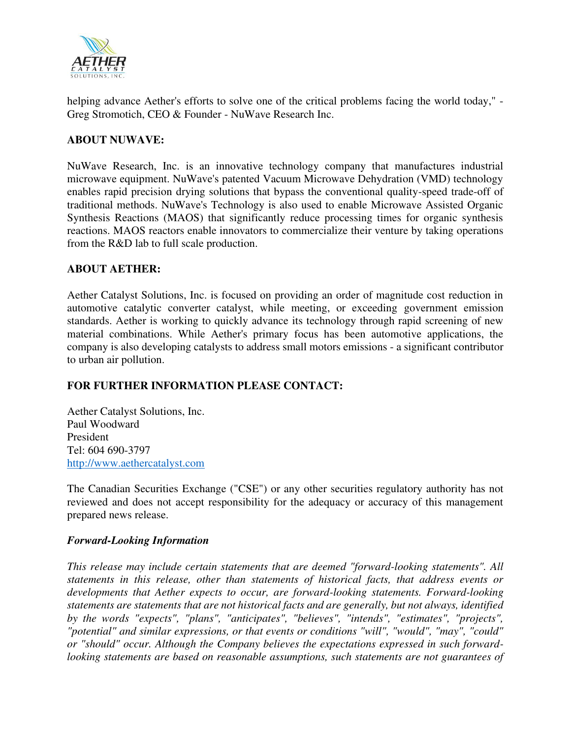helping advance Aether's efforts to solve one of the critical problems facing the world today," - Greg Stromotich, CEO & Founder - NuWave Research Inc.

**ABOUT NUWAVE:**

NuWave Research, Inc. is an innovative technology company that manufactures industrial microwave equipment. NuWave's patented Vacuum Microwave Dehydration (VMD) technology enables rapid precision drying solutions that bypass the conventional quality-speed trade-off of traditional methods. NuWave's Technology is also used to enable Microwave Assisted Organic Synthesis Reactions (MAOS) that significantly reduce processing times for organic synthesis reactions. MAOS reactors enable innovators to commercialize their venture by taking operations from the R&D lab to full scale production.

**ABOUT AETHER:**

Aether Catalyst Solutions, Inc. is focused on providing an order of magnitude cost reduction in automotive catalytic converter catalyst, while meeting, or exceeding government emission standards. Aether is working to quickly advance its technology through rapid screening of new material combinations. While Aether's primary focus has been automotive applications, the company is also developing catalysts to address small motors emissions - a significant contributor to urban air pollution.

**FOR FURTHER INFORMATION PLEASE CONTACT:**

Aether Catalyst Solutions, Inc.
Paul Woodward
President
Tel: 604 690-3797
http://www.aethercatalyst.com

The Canadian Securities Exchange ("CSE") or any other securities regulatory authority has not reviewed and does not accept responsibility for the adequacy or accuracy of this management prepared news release.

***Forward-Looking Information***

*This release may include certain statements that are deemed "forward-looking statements". All statements in this release, other than statements of historical facts, that address events or developments that Aether expects to occur, are forward-looking statements. Forward-looking statements are statements that are not historical facts and are generally, but not always, identified by the words "expects", "plans", "anticipates", "believes", "intends", "estimates", "projects", "potential" and similar expressions, or that events or conditions "will", "would", "may", "could" or "should" occur. Although the Company believes the expectations expressed in such forward-looking statements are based on reasonable assumptions, such statements are not guarantees of*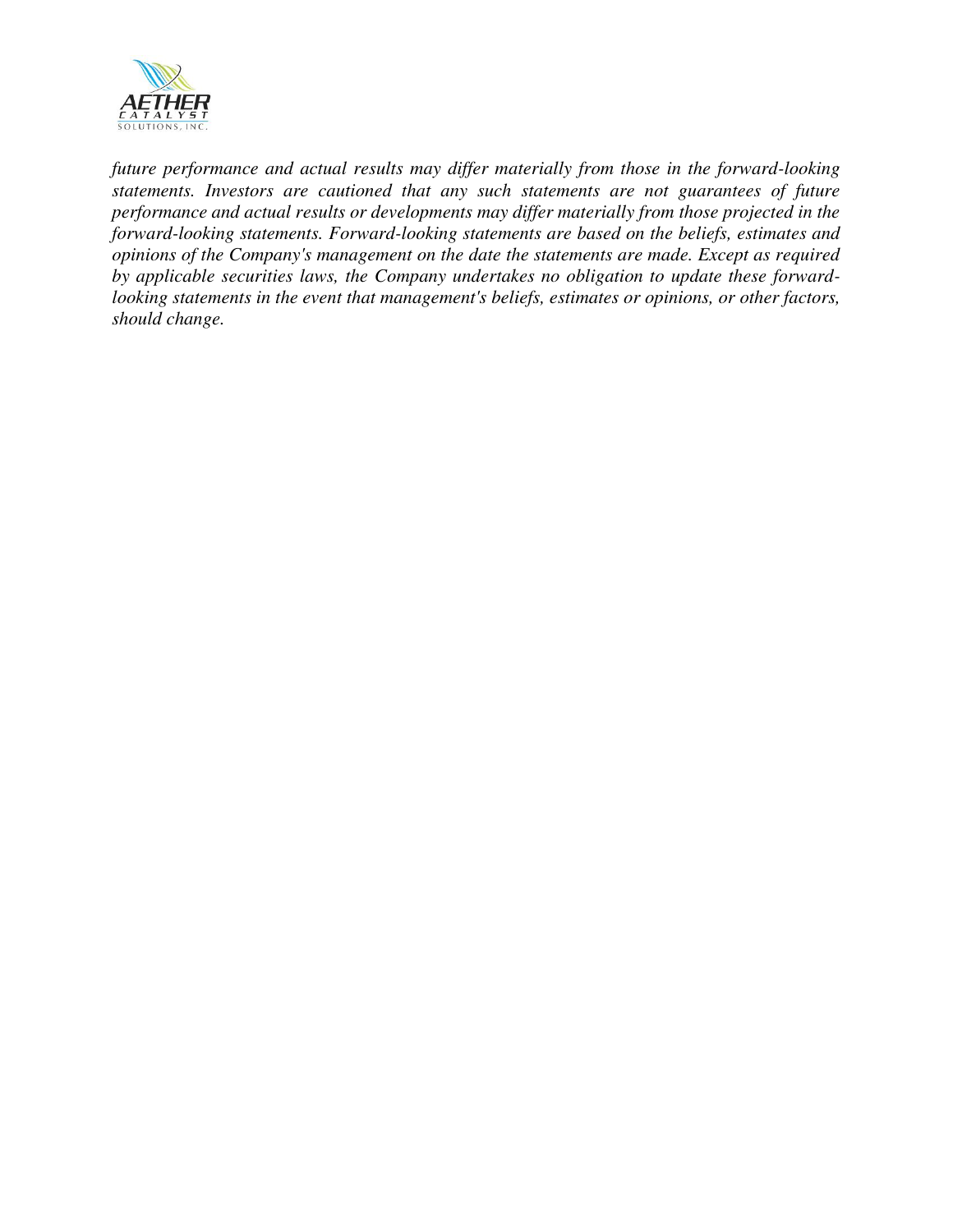*future performance and actual results may differ materially from those in the forward-looking statements. Investors are cautioned that any such statements are not guarantees of future performance and actual results or developments may differ materially from those projected in the forward-looking statements. Forward-looking statements are based on the beliefs, estimates and opinions of the Company's management on the date the statements are made. Except as required by applicable securities laws, the Company undertakes no obligation to update these forward-looking statements in the event that management's beliefs, estimates or opinions, or other factors, should change.*